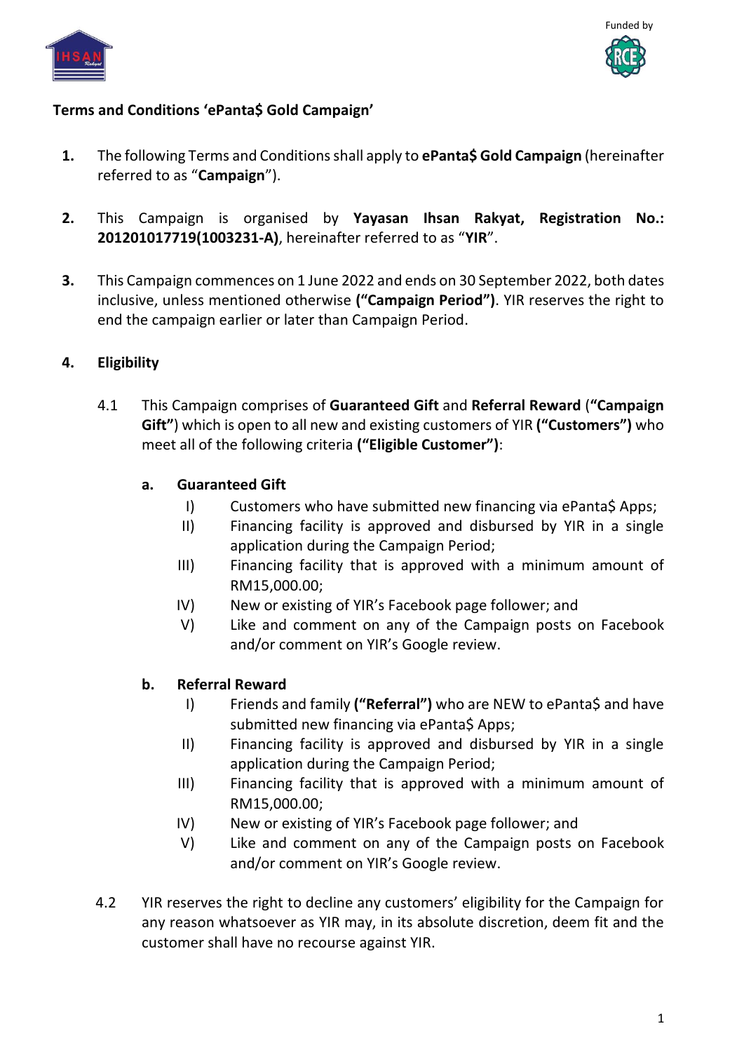Funded by

**Terms and Conditions 'ePanta$ Gold Campaign'**

1. The following Terms and Conditions shall apply to **ePanta$ Gold Campaign** (hereinafter referred to as "**Campaign**").

2. This Campaign is organised by **Yayasan Ihsan Rakyat, Registration No.: 201201017719(1003231-A)**, hereinafter referred to as "**YIR**".

3. This Campaign commences on 1 June 2022 and ends on 30 September 2022, both dates inclusive, unless mentioned otherwise **("Campaign Period")**. YIR reserves the right to end the campaign earlier or later than Campaign Period.

4. **Eligibility**

   4.1 This Campaign comprises of **Guaranteed Gift** and **Referral Reward** (**"Campaign Gift"**) which is open to all new and existing customers of YIR **("Customers")** who meet all of the following criteria **("Eligible Customer")**:

   **a. Guaranteed Gift**

   I) Customers who have submitted new financing via ePanta$ Apps;
   II) Financing facility is approved and disbursed by YIR in a single application during the Campaign Period;
   III) Financing facility that is approved with a minimum amount of RM15,000.00;
   IV) New or existing of YIR's Facebook page follower; and
   V) Like and comment on any of the Campaign posts on Facebook and/or comment on YIR's Google review.

   **b. Referral Reward**

   I) Friends and family **("Referral")** who are NEW to ePanta$ and have submitted new financing via ePanta$ Apps;
   II) Financing facility is approved and disbursed by YIR in a single application during the Campaign Period;
   III) Financing facility that is approved with a minimum amount of RM15,000.00;
   IV) New or existing of YIR's Facebook page follower; and
   V) Like and comment on any of the Campaign posts on Facebook and/or comment on YIR's Google review.

   4.2 YIR reserves the right to decline any customers' eligibility for the Campaign for any reason whatsoever as YIR may, in its absolute discretion, deem fit and the customer shall have no recourse against YIR.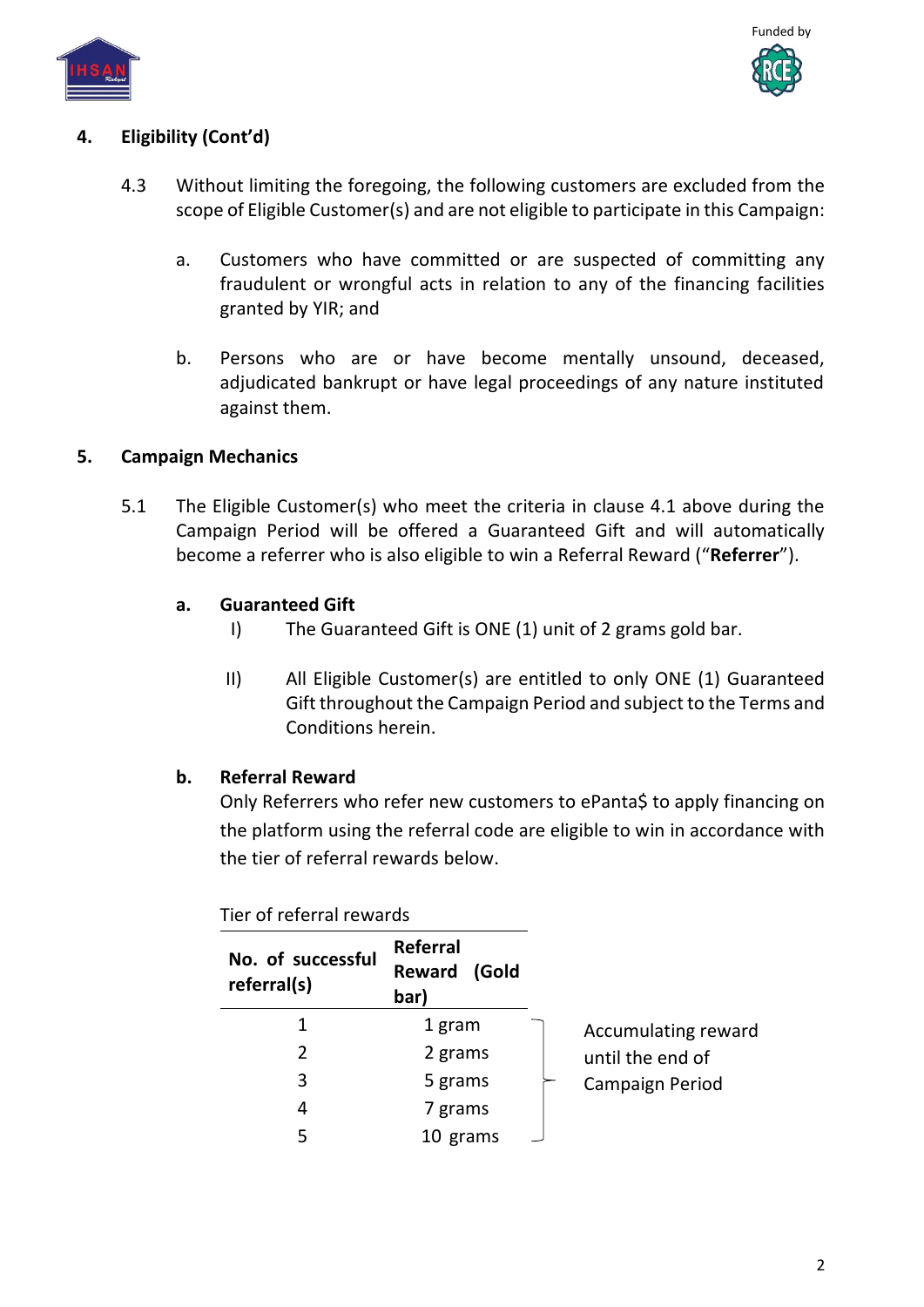## 4. Eligibility (Cont'd)

4.3 Without limiting the foregoing, the following customers are excluded from the scope of Eligible Customer(s) and are not eligible to participate in this Campaign:

a. Customers who have committed or are suspected of committing any fraudulent or wrongful acts in relation to any of the financing facilities granted by YIR; and

b. Persons who are or have become mentally unsound, deceased, adjudicated bankrupt or have legal proceedings of any nature instituted against them.

## 5. Campaign Mechanics

5.1 The Eligible Customer(s) who meet the criteria in clause 4.1 above during the Campaign Period will be offered a Guaranteed Gift and will automatically become a referrer who is also eligible to win a Referral Reward ("**Referrer**").

**a. Guaranteed Gift**

I) The Guaranteed Gift is ONE (1) unit of 2 grams gold bar.

II) All Eligible Customer(s) are entitled to only ONE (1) Guaranteed Gift throughout the Campaign Period and subject to the Terms and Conditions herein.

**b. Referral Reward**

Only Referrers who refer new customers to ePanta$ to apply financing on the platform using the referral code are eligible to win in accordance with the tier of referral rewards below.

Tier of referral rewards

| No. of successful referral(s) | Referral Reward (Gold bar) | |
|---|---|---|
| 1 | 1 gram | Accumulating reward until the end of Campaign Period |
| 2 | 2 grams | |
| 3 | 5 grams | |
| 4 | 7 grams | |
| 5 | 10 grams | |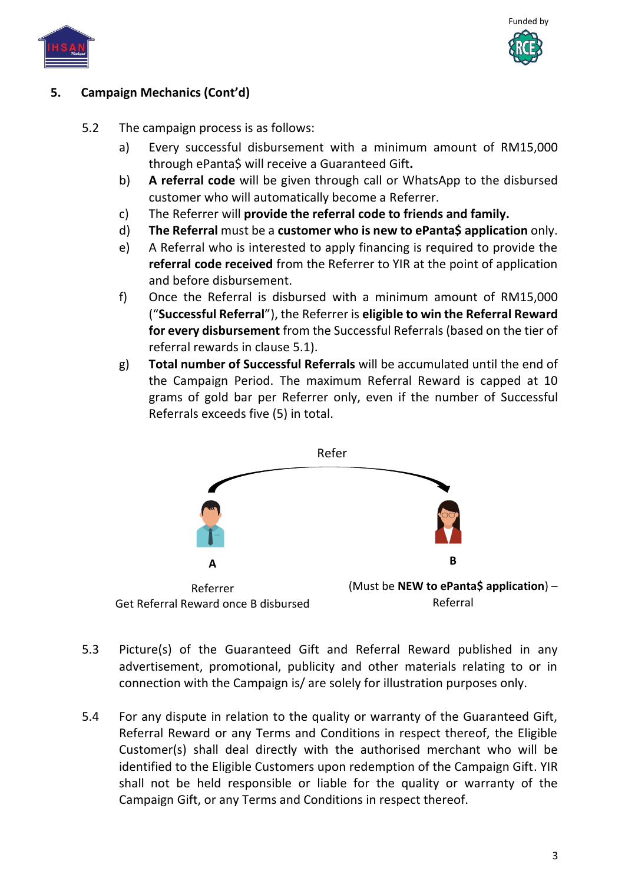## 5. Campaign Mechanics (Cont'd)

5.2 The campaign process is as follows:

a) Every successful disbursement with a minimum amount of RM15,000 through ePanta$ will receive a Guaranteed Gift**.**

b) **A referral code** will be given through call or WhatsApp to the disbursed customer who will automatically become a Referrer.

c) The Referrer will **provide the referral code to friends and family.**

d) **The Referral** must be a **customer who is new to ePanta$ application** only.

e) A Referral who is interested to apply financing is required to provide the **referral code received** from the Referrer to YIR at the point of application and before disbursement.

f) Once the Referral is disbursed with a minimum amount of RM15,000 ("**Successful Referral**"), the Referrer is **eligible to win the Referral Reward for every disbursement** from the Successful Referrals (based on the tier of referral rewards in clause 5.1).

g) **Total number of Successful Referrals** will be accumulated until the end of the Campaign Period. The maximum Referral Reward is capped at 10 grams of gold bar per Referrer only, even if the number of Successful Referrals exceeds five (5) in total.

Refer

**A**

Referrer
Get Referral Reward once B disbursed

**B**

(Must be **NEW to ePanta$ application**) – Referral

5.3 Picture(s) of the Guaranteed Gift and Referral Reward published in any advertisement, promotional, publicity and other materials relating to or in connection with the Campaign is/ are solely for illustration purposes only.

5.4 For any dispute in relation to the quality or warranty of the Guaranteed Gift, Referral Reward or any Terms and Conditions in respect thereof, the Eligible Customer(s) shall deal directly with the authorised merchant who will be identified to the Eligible Customers upon redemption of the Campaign Gift. YIR shall not be held responsible or liable for the quality or warranty of the Campaign Gift, or any Terms and Conditions in respect thereof.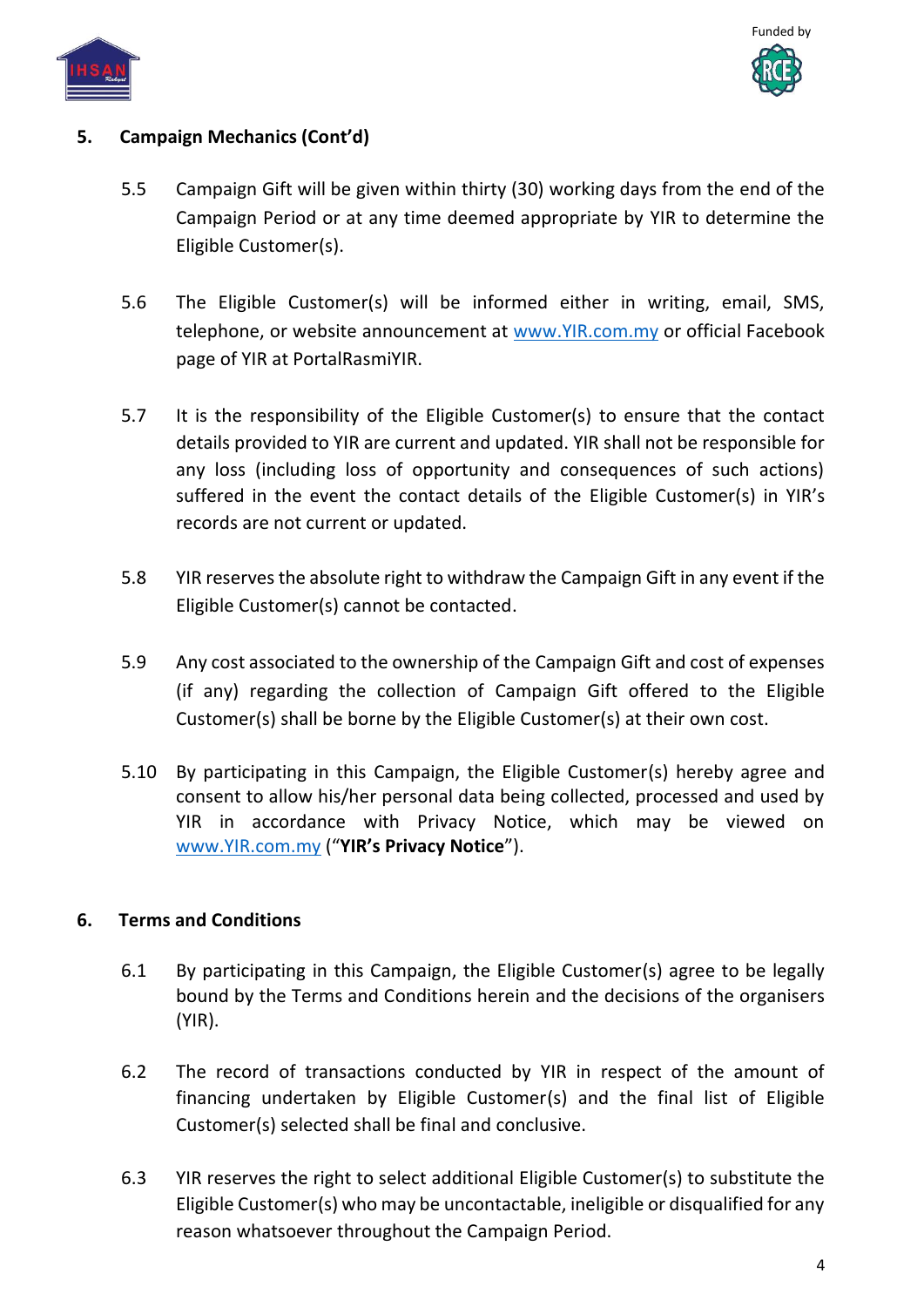## 5. Campaign Mechanics (Cont'd)

5.5 Campaign Gift will be given within thirty (30) working days from the end of the Campaign Period or at any time deemed appropriate by YIR to determine the Eligible Customer(s).

5.6 The Eligible Customer(s) will be informed either in writing, email, SMS, telephone, or website announcement at www.YIR.com.my or official Facebook page of YIR at PortalRasmiYIR.

5.7 It is the responsibility of the Eligible Customer(s) to ensure that the contact details provided to YIR are current and updated. YIR shall not be responsible for any loss (including loss of opportunity and consequences of such actions) suffered in the event the contact details of the Eligible Customer(s) in YIR's records are not current or updated.

5.8 YIR reserves the absolute right to withdraw the Campaign Gift in any event if the Eligible Customer(s) cannot be contacted.

5.9 Any cost associated to the ownership of the Campaign Gift and cost of expenses (if any) regarding the collection of Campaign Gift offered to the Eligible Customer(s) shall be borne by the Eligible Customer(s) at their own cost.

5.10 By participating in this Campaign, the Eligible Customer(s) hereby agree and consent to allow his/her personal data being collected, processed and used by YIR in accordance with Privacy Notice, which may be viewed on www.YIR.com.my ("**YIR's Privacy Notice**").

## 6. Terms and Conditions

6.1 By participating in this Campaign, the Eligible Customer(s) agree to be legally bound by the Terms and Conditions herein and the decisions of the organisers (YIR).

6.2 The record of transactions conducted by YIR in respect of the amount of financing undertaken by Eligible Customer(s) and the final list of Eligible Customer(s) selected shall be final and conclusive.

6.3 YIR reserves the right to select additional Eligible Customer(s) to substitute the Eligible Customer(s) who may be uncontactable, ineligible or disqualified for any reason whatsoever throughout the Campaign Period.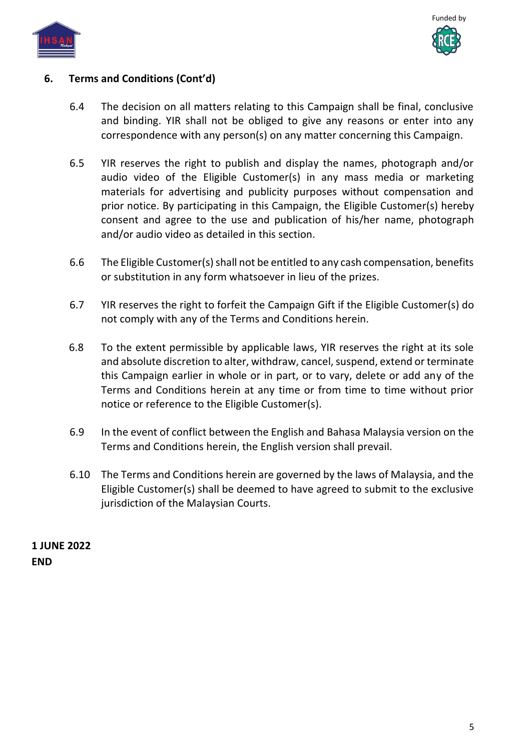## 6. Terms and Conditions (Cont'd)

6.4 The decision on all matters relating to this Campaign shall be final, conclusive and binding. YIR shall not be obliged to give any reasons or enter into any correspondence with any person(s) on any matter concerning this Campaign.

6.5 YIR reserves the right to publish and display the names, photograph and/or audio video of the Eligible Customer(s) in any mass media or marketing materials for advertising and publicity purposes without compensation and prior notice. By participating in this Campaign, the Eligible Customer(s) hereby consent and agree to the use and publication of his/her name, photograph and/or audio video as detailed in this section.

6.6 The Eligible Customer(s) shall not be entitled to any cash compensation, benefits or substitution in any form whatsoever in lieu of the prizes.

6.7 YIR reserves the right to forfeit the Campaign Gift if the Eligible Customer(s) do not comply with any of the Terms and Conditions herein.

6.8 To the extent permissible by applicable laws, YIR reserves the right at its sole and absolute discretion to alter, withdraw, cancel, suspend, extend or terminate this Campaign earlier in whole or in part, or to vary, delete or add any of the Terms and Conditions herein at any time or from time to time without prior notice or reference to the Eligible Customer(s).

6.9 In the event of conflict between the English and Bahasa Malaysia version on the Terms and Conditions herein, the English version shall prevail.

6.10 The Terms and Conditions herein are governed by the laws of Malaysia, and the Eligible Customer(s) shall be deemed to have agreed to submit to the exclusive jurisdiction of the Malaysian Courts.

**1 JUNE 2022**
**END**